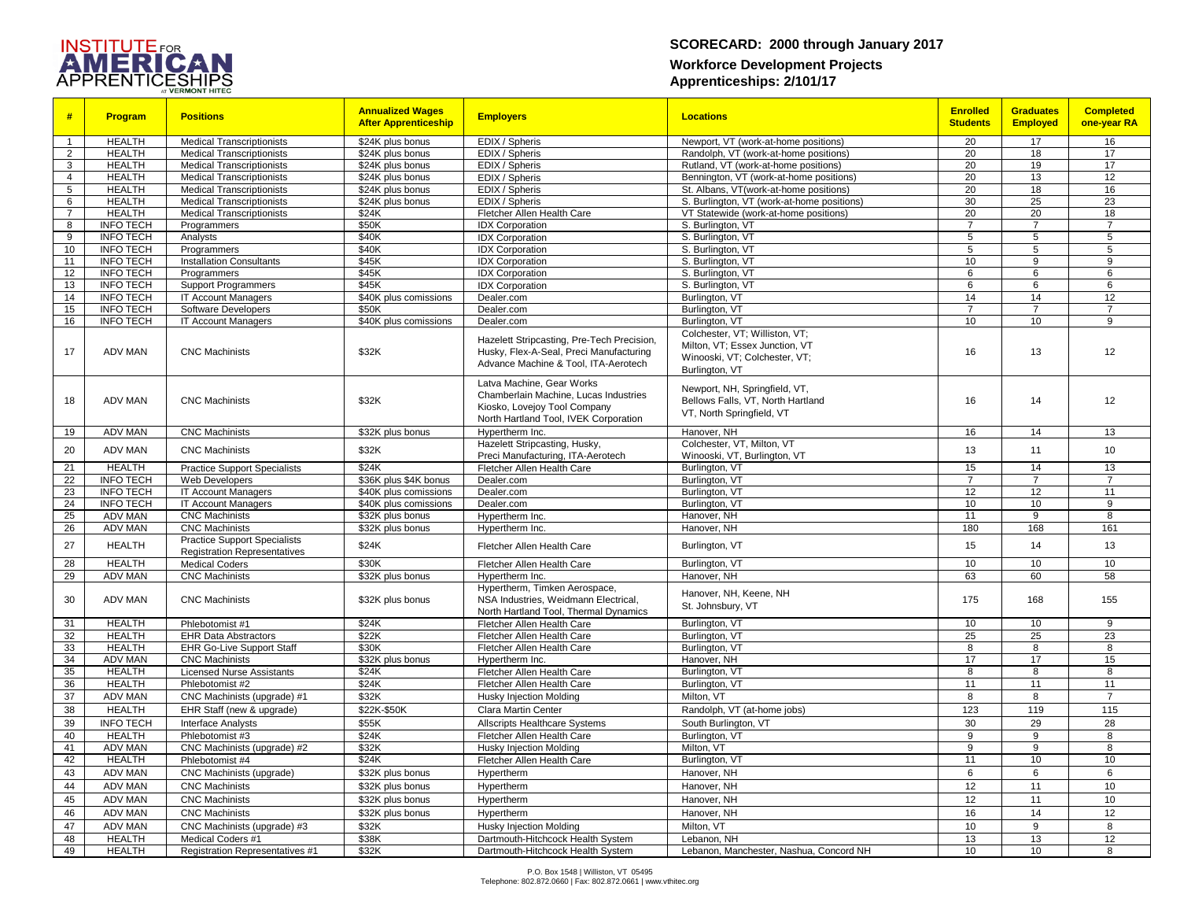INSTITUTE FOR AMERICAN APPRENTICESHIPS AT VERMONT HITEC

## SCORECARD: 2000 through January 2017

### Workforce Development Projects
### Apprenticeships: 2/101/17

| # | Program | Positions | Annualized Wages After Apprenticeship | Employers | Locations | Enrolled Students | Graduates Employed | Completed one-year RA |
|---|---|---|---|---|---|---|---|---|
| 1 | HEALTH | Medical Transcriptionists | $24K plus bonus | EDIX / Spheris | Newport, VT (work-at-home positions) | 20 | 17 | 16 |
| 2 | HEALTH | Medical Transcriptionists | $24K plus bonus | EDIX / Spheris | Randolph, VT (work-at-home positions) | 20 | 18 | 17 |
| 3 | HEALTH | Medical Transcriptionists | $24K plus bonus | EDIX / Spheris | Rutland, VT (work-at-home positions) | 20 | 19 | 17 |
| 4 | HEALTH | Medical Transcriptionists | $24K plus bonus | EDIX / Spheris | Bennington, VT (work-at-home positions) | 20 | 13 | 12 |
| 5 | HEALTH | Medical Transcriptionists | $24K plus bonus | EDIX / Spheris | St. Albans, VT(work-at-home positions) | 20 | 18 | 16 |
| 6 | HEALTH | Medical Transcriptionists | $24K plus bonus | EDIX / Spheris | S. Burlington, VT (work-at-home positions) | 30 | 25 | 23 |
| 7 | HEALTH | Medical Transcriptionists | $24K | Fletcher Allen Health Care | VT Statewide (work-at-home positions) | 20 | 20 | 18 |
| 8 | INFO TECH | Programmers | $50K | IDX Corporation | S. Burlington, VT | 7 | 7 | 7 |
| 9 | INFO TECH | Analysts | $40K | IDX Corporation | S. Burlington, VT | 5 | 5 | 5 |
| 10 | INFO TECH | Programmers | $40K | IDX Corporation | S. Burlington, VT | 5 | 5 | 5 |
| 11 | INFO TECH | Installation Consultants | $45K | IDX Corporation | S. Burlington, VT | 10 | 9 | 9 |
| 12 | INFO TECH | Programmers | $45K | IDX Corporation | S. Burlington, VT | 6 | 6 | 6 |
| 13 | INFO TECH | Support Programmers | $45K | IDX Corporation | S. Burlington, VT | 6 | 6 | 6 |
| 14 | INFO TECH | IT Account Managers | $40K plus comissions | Dealer.com | Burlington, VT | 14 | 14 | 12 |
| 15 | INFO TECH | Software Developers | $50K | Dealer.com | Burlington, VT | 7 | 7 | 7 |
| 16 | INFO TECH | IT Account Managers | $40K plus comissions | Dealer.com | Burlington, VT | 10 | 10 | 9 |
| 17 | ADV MAN | CNC Machinists | $32K | Hazelett Stripcasting, Pre-Tech Precision, Husky, Flex-A-Seal, Preci Manufacturing Advance Machine & Tool, ITA-Aerotech | Colchester, VT; Williston, VT; Milton, VT; Essex Junction, VT Winooski, VT; Colchester, VT; Burlington, VT | 16 | 13 | 12 |
| 18 | ADV MAN | CNC Machinists | $32K | Latva Machine, Gear Works Chamberlain Machine, Lucas Industries Kiosko, Lovejoy Tool Company North Hartland Tool, IVEK Corporation | Newport, NH, Springfield, VT, Bellows Falls, VT, North Hartland VT, North Springfield, VT | 16 | 14 | 12 |
| 19 | ADV MAN | CNC Machinists | $32K plus bonus | Hypertherm Inc. | Hanover, NH | 16 | 14 | 13 |
| 20 | ADV MAN | CNC Machinists | $32K | Hazelett Stripcasting, Husky, Preci Manufacturing, ITA-Aerotech | Colchester, VT, Milton, VT Winooski, VT, Burlington, VT | 13 | 11 | 10 |
| 21 | HEALTH | Practice Support Specialists | $24K | Fletcher Allen Health Care | Burlington, VT | 15 | 14 | 13 |
| 22 | INFO TECH | Web Developers | $36K plus $4K bonus | Dealer.com | Burlington, VT | 7 | 7 | 7 |
| 23 | INFO TECH | IT Account Managers | $40K plus comissions | Dealer.com | Burlington, VT | 12 | 12 | 11 |
| 24 | INFO TECH | IT Account Managers | $40K plus comissions | Dealer.com | Burlington, VT | 10 | 10 | 9 |
| 25 | ADV MAN | CNC Machinists | $32K plus bonus | Hypertherm Inc. | Hanover, NH | 11 | 9 | 8 |
| 26 | ADV MAN | CNC Machinists | $32K plus bonus | Hypertherm Inc. | Hanover, NH | 180 | 168 | 161 |
| 27 | HEALTH | Practice Support Specialists Registration Representatives | $24K | Fletcher Allen Health Care | Burlington, VT | 15 | 14 | 13 |
| 28 | HEALTH | Medical Coders | $30K | Fletcher Allen Health Care | Burlington, VT | 10 | 10 | 10 |
| 29 | ADV MAN | CNC Machinists | $32K plus bonus | Hypertherm Inc. | Hanover, NH | 63 | 60 | 58 |
| 30 | ADV MAN | CNC Machinists | $32K plus bonus | Hypertherm, Timken Aerospace, NSA Industries, Weidmann Electrical, North Hartland Tool, Thermal Dynamics | Hanover, NH, Keene, NH St. Johnsbury, VT | 175 | 168 | 155 |
| 31 | HEALTH | Phlebotomist #1 | $24K | Fletcher Allen Health Care | Burlington, VT | 10 | 10 | 9 |
| 32 | HEALTH | EHR Data Abstractors | $22K | Fletcher Allen Health Care | Burlington, VT | 25 | 25 | 23 |
| 33 | HEALTH | EHR Go-Live Support Staff | $30K | Fletcher Allen Health Care | Burlington, VT | 8 | 8 | 8 |
| 34 | ADV MAN | CNC Machinists | $32K plus bonus | Hypertherm Inc. | Hanover, NH | 17 | 17 | 15 |
| 35 | HEALTH | Licensed Nurse Assistants | $24K | Fletcher Allen Health Care | Burlington, VT | 8 | 8 | 8 |
| 36 | HEALTH | Phlebotomist #2 | $24K | Fletcher Allen Health Care | Burlington, VT | 11 | 11 | 11 |
| 37 | ADV MAN | CNC Machinists (upgrade) #1 | $32K | Husky Injection Molding | Milton, VT | 8 | 8 | 7 |
| 38 | HEALTH | EHR Staff (new & upgrade) | $22K-$50K | Clara Martin Center | Randolph, VT (at-home jobs) | 123 | 119 | 115 |
| 39 | INFO TECH | Interface Analysts | $55K | Allscripts Healthcare Systems | South Burlington, VT | 30 | 29 | 28 |
| 40 | HEALTH | Phlebotomist #3 | $24K | Fletcher Allen Health Care | Burlington, VT | 9 | 9 | 8 |
| 41 | ADV MAN | CNC Machinists (upgrade) #2 | $32K | Husky Injection Molding | Milton, VT | 9 | 9 | 8 |
| 42 | HEALTH | Phlebotomist #4 | $24K | Fletcher Allen Health Care | Burlington, VT | 11 | 10 | 10 |
| 43 | ADV MAN | CNC Machinists (upgrade) | $32K plus bonus | Hypertherm | Hanover, NH | 6 | 6 | 6 |
| 44 | ADV MAN | CNC Machinists | $32K plus bonus | Hypertherm | Hanover, NH | 12 | 11 | 10 |
| 45 | ADV MAN | CNC Machinists | $32K plus bonus | Hypertherm | Hanover, NH | 12 | 11 | 10 |
| 46 | ADV MAN | CNC Machinists | $32K plus bonus | Hypertherm | Hanover, NH | 16 | 14 | 12 |
| 47 | ADV MAN | CNC Machinists (upgrade) #3 | $32K | Husky Injection Molding | Milton, VT | 10 | 9 | 8 |
| 48 | HEALTH | Medical Coders #1 | $38K | Dartmouth-Hitchcock Health System | Lebanon, NH | 13 | 13 | 12 |
| 49 | HEALTH | Registration Representatives #1 | $32K | Dartmouth-Hitchcock Health System | Lebanon, Manchester, Nashua, Concord NH | 10 | 10 | 8 |

P.O. Box 1548 | Williston, VT 05495
Telephone: 802.872.0660 | Fax: 802.872.0661 | www.vthitec.org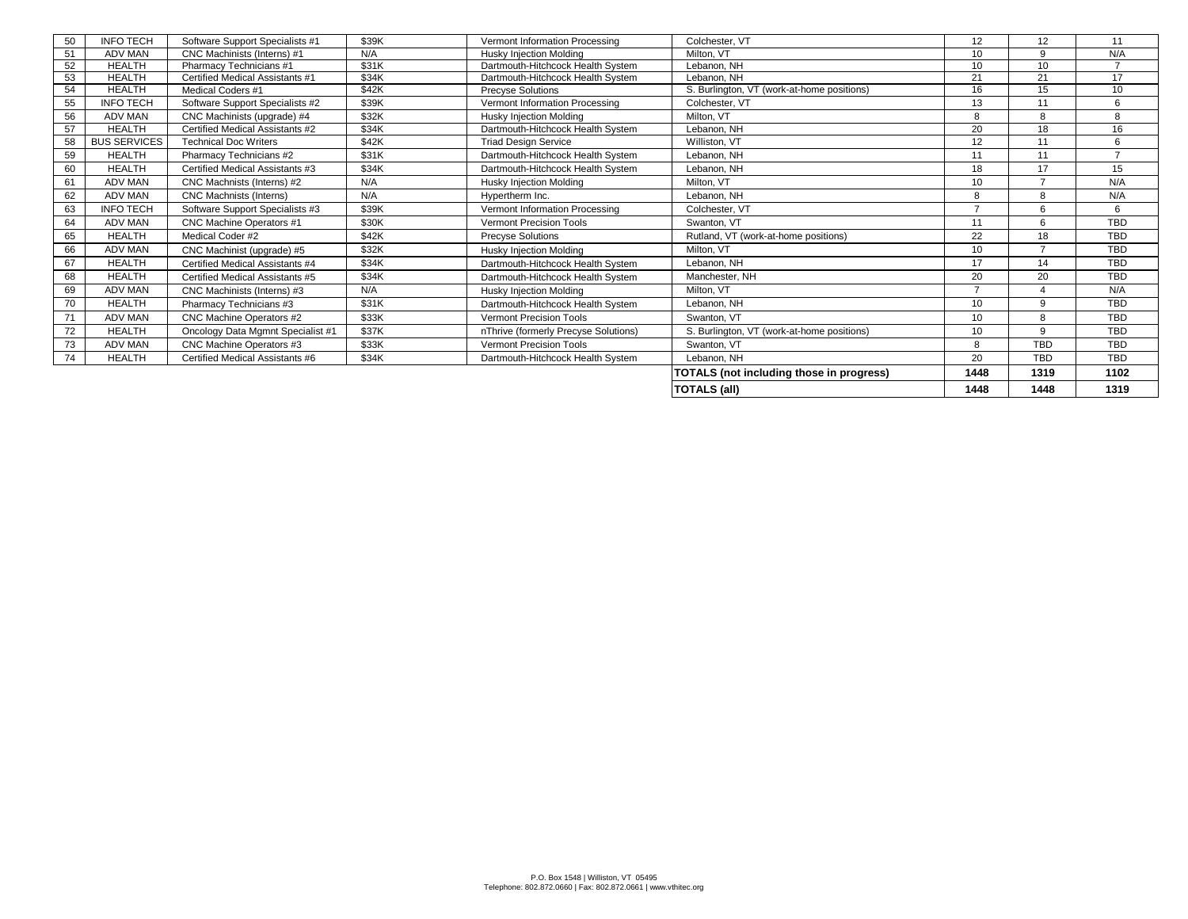| | | | | | | | | |
|---|---|---|---|---|---|---|---|---|
| 50 | INFO TECH | Software Support Specialists #1 | $39K | Vermont Information Processing | Colchester, VT | 12 | 12 | 11 |
| 51 | ADV MAN | CNC Machinists (Interns) #1 | N/A | Husky Injection Molding | Milton, VT | 10 | 9 | N/A |
| 52 | HEALTH | Pharmacy Technicians #1 | $31K | Dartmouth-Hitchcock Health System | Lebanon, NH | 10 | 10 | 7 |
| 53 | HEALTH | Certified Medical Assistants #1 | $34K | Dartmouth-Hitchcock Health System | Lebanon, NH | 21 | 21 | 17 |
| 54 | HEALTH | Medical Coders #1 | $42K | Precyse Solutions | S. Burlington, VT (work-at-home positions) | 16 | 15 | 10 |
| 55 | INFO TECH | Software Support Specialists #2 | $39K | Vermont Information Processing | Colchester, VT | 13 | 11 | 6 |
| 56 | ADV MAN | CNC Machinists (upgrade) #4 | $32K | Husky Injection Molding | Milton, VT | 8 | 8 | 8 |
| 57 | HEALTH | Certified Medical Assistants #2 | $34K | Dartmouth-Hitchcock Health System | Lebanon, NH | 20 | 18 | 16 |
| 58 | BUS SERVICES | Technical Doc Writers | $42K | Triad Design Service | Williston, VT | 12 | 11 | 6 |
| 59 | HEALTH | Pharmacy Technicians #2 | $31K | Dartmouth-Hitchcock Health System | Lebanon, NH | 11 | 11 | 7 |
| 60 | HEALTH | Certified Medical Assistants #3 | $34K | Dartmouth-Hitchcock Health System | Lebanon, NH | 18 | 17 | 15 |
| 61 | ADV MAN | CNC Machnists (Interns) #2 | N/A | Husky Injection Molding | Milton, VT | 10 | 7 | N/A |
| 62 | ADV MAN | CNC Machnists (Interns) | N/A | Hypertherm Inc. | Lebanon, NH | 8 | 8 | N/A |
| 63 | INFO TECH | Software Support Specialists #3 | $39K | Vermont Information Processing | Colchester, VT | 7 | 6 | 6 |
| 64 | ADV MAN | CNC Machine Operators #1 | $30K | Vermont Precision Tools | Swanton, VT | 11 | 6 | TBD |
| 65 | HEALTH | Medical Coder #2 | $42K | Precyse Solutions | Rutland, VT (work-at-home positions) | 22 | 18 | TBD |
| 66 | ADV MAN | CNC Machinist (upgrade) #5 | $32K | Husky Injection Molding | Milton, VT | 10 | 7 | TBD |
| 67 | HEALTH | Certified Medical Assistants #4 | $34K | Dartmouth-Hitchcock Health System | Lebanon, NH | 17 | 14 | TBD |
| 68 | HEALTH | Certified Medical Assistants #5 | $34K | Dartmouth-Hitchcock Health System | Manchester, NH | 20 | 20 | TBD |
| 69 | ADV MAN | CNC Machinists (Interns) #3 | N/A | Husky Injection Molding | Milton, VT | 7 | 4 | N/A |
| 70 | HEALTH | Pharmacy Technicians #3 | $31K | Dartmouth-Hitchcock Health System | Lebanon, NH | 10 | 9 | TBD |
| 71 | ADV MAN | CNC Machine Operators #2 | $33K | Vermont Precision Tools | Swanton, VT | 10 | 8 | TBD |
| 72 | HEALTH | Oncology Data Mgmnt Specialist #1 | $37K | nThrive (formerly Precyse Solutions) | S. Burlington, VT (work-at-home positions) | 10 | 9 | TBD |
| 73 | ADV MAN | CNC Machine Operators #3 | $33K | Vermont Precision Tools | Swanton, VT | 8 | TBD | TBD |
| 74 | HEALTH | Certified Medical Assistants #6 | $34K | Dartmouth-Hitchcock Health System | Lebanon, NH | 20 | TBD | TBD |
| | | | | | **TOTALS (not including those in progress)** | **1448** | **1319** | **1102** |
| | | | | | **TOTALS (all)** | **1448** | **1448** | **1319** |

P.O. Box 1548 | Williston, VT 05495
Telephone: 802.872.0660 | Fax: 802.872.0661 | www.vthitec.org